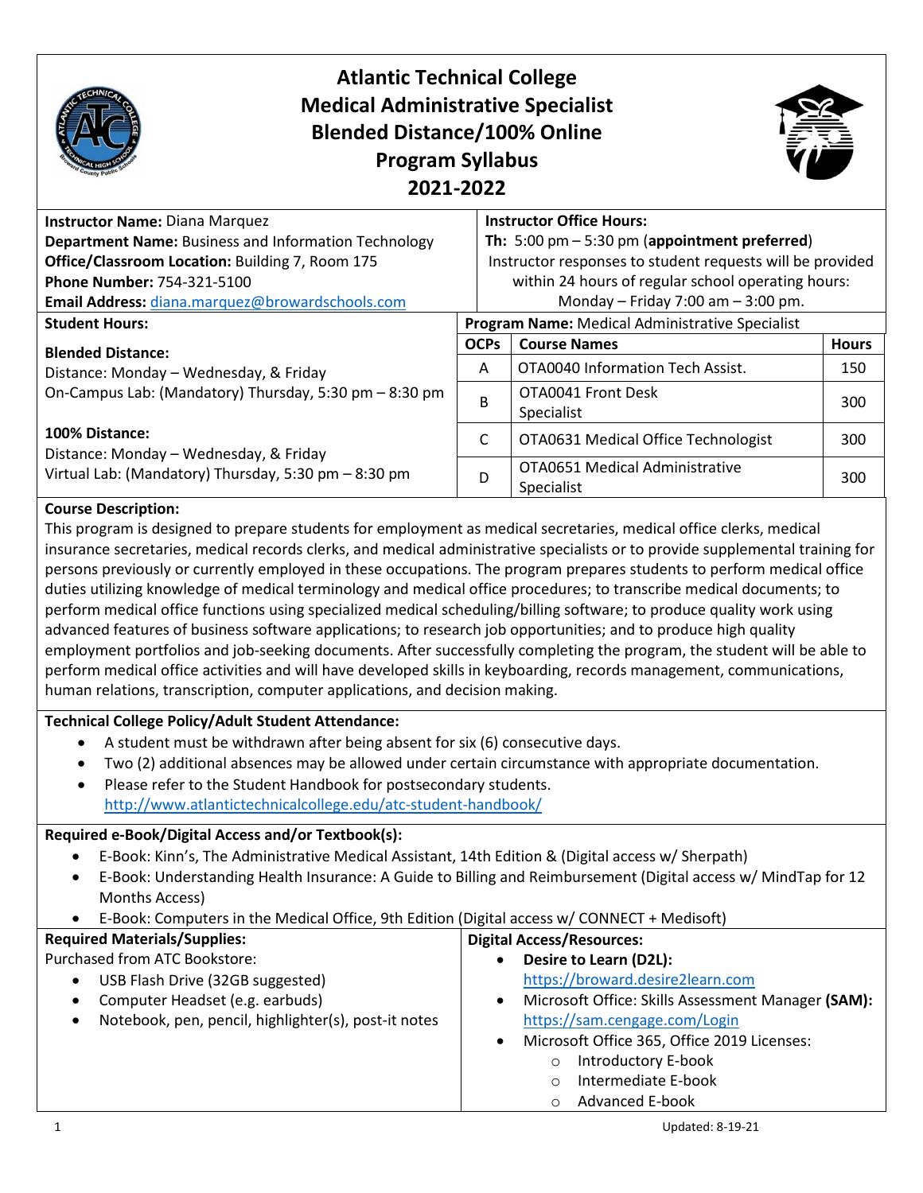# Atlantic Technical College
# Medical Administrative Specialist
# Blended Distance/100% Online
# Program Syllabus
# 2021-2022

**Instructor Name:** Diana Marquez
**Department Name:** Business and Information Technology
**Office/Classroom Location:** Building 7, Room 175
**Phone Number:** 754-321-5100
**Email Address:** diana.marquez@browardschools.com

**Instructor Office Hours:**
**Th:** 5:00 pm – 5:30 pm (**appointment preferred**)
Instructor responses to student requests will be provided within 24 hours of regular school operating hours: Monday – Friday 7:00 am – 3:00 pm.

**Student Hours:**

**Blended Distance:**
Distance: Monday – Wednesday, & Friday
On-Campus Lab: (Mandatory) Thursday, 5:30 pm – 8:30 pm

**100% Distance:**
Distance: Monday – Wednesday, & Friday
Virtual Lab: (Mandatory) Thursday, 5:30 pm – 8:30 pm

**Program Name:** Medical Administrative Specialist

| OCPs | Course Names | Hours |
|---|---|---|
| A | OTA0040 Information Tech Assist. | 150 |
| B | OTA0041 Front Desk Specialist | 300 |
| C | OTA0631 Medical Office Technologist | 300 |
| D | OTA0651 Medical Administrative Specialist | 300 |

**Course Description:**
This program is designed to prepare students for employment as medical secretaries, medical office clerks, medical insurance secretaries, medical records clerks, and medical administrative specialists or to provide supplemental training for persons previously or currently employed in these occupations. The program prepares students to perform medical office duties utilizing knowledge of medical terminology and medical office procedures; to transcribe medical documents; to perform medical office functions using specialized medical scheduling/billing software; to produce quality work using advanced features of business software applications; to research job opportunities; and to produce high quality employment portfolios and job-seeking documents. After successfully completing the program, the student will be able to perform medical office activities and will have developed skills in keyboarding, records management, communications, human relations, transcription, computer applications, and decision making.

**Technical College Policy/Adult Student Attendance:**
- A student must be withdrawn after being absent for six (6) consecutive days.
- Two (2) additional absences may be allowed under certain circumstance with appropriate documentation.
- Please refer to the Student Handbook for postsecondary students. http://www.atlantictechnicalcollege.edu/atc-student-handbook/

**Required e-Book/Digital Access and/or Textbook(s):**
- E-Book: Kinn's, The Administrative Medical Assistant, 14th Edition & (Digital access w/ Sherpath)
- E-Book: Understanding Health Insurance: A Guide to Billing and Reimbursement (Digital access w/ MindTap for 12 Months Access)
- E-Book: Computers in the Medical Office, 9th Edition (Digital access w/ CONNECT + Medisoft)

**Required Materials/Supplies:**
Purchased from ATC Bookstore:
- USB Flash Drive (32GB suggested)
- Computer Headset (e.g. earbuds)
- Notebook, pen, pencil, highlighter(s), post-it notes

**Digital Access/Resources:**
- **Desire to Learn (D2L):** https://broward.desire2learn.com
- Microsoft Office: Skills Assessment Manager **(SAM):** https://sam.cengage.com/Login
- Microsoft Office 365, Office 2019 Licenses:
  - Introductory E-book
  - Intermediate E-book
  - Advanced E-book

Updated: 8-19-21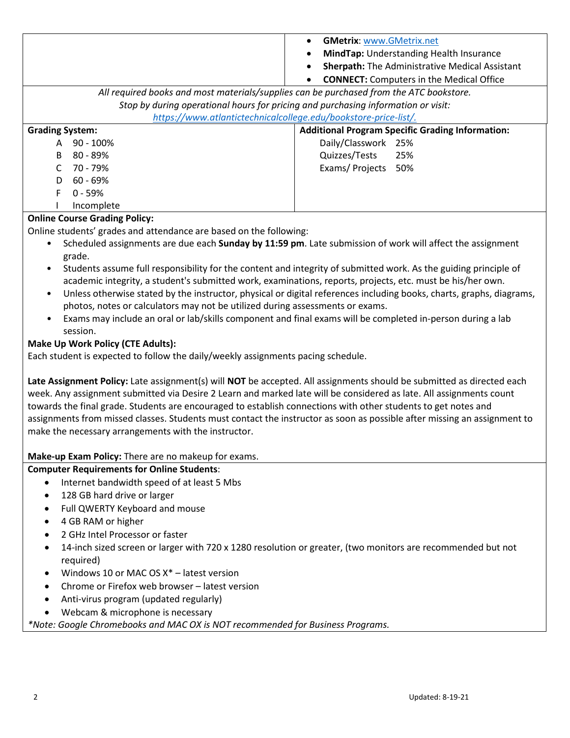- **GMetrix**: www.GMetrix.net
- **MindTap:** Understanding Health Insurance
- **Sherpath:** The Administrative Medical Assistant
- **CONNECT:** Computers in the Medical Office

*All required books and most materials/supplies can be purchased from the ATC bookstore. Stop by during operational hours for pricing and purchasing information or visit: https://www.atlantictechnicalcollege.edu/bookstore-price-list/.*

**Grading System:**

| | |
|---|---|
| A | 90 - 100% |
| B | 80 - 89% |
| C | 70 - 79% |
| D | 60 - 69% |
| F | 0 - 59% |
| I | Incomplete |

**Additional Program Specific Grading Information:**

| | |
|---|---|
| Daily/Classwork | 25% |
| Quizzes/Tests | 25% |
| Exams/ Projects | 50% |

**Online Course Grading Policy:**

Online students' grades and attendance are based on the following:

- Scheduled assignments are due each **Sunday by 11:59 pm**. Late submission of work will affect the assignment grade.
- Students assume full responsibility for the content and integrity of submitted work. As the guiding principle of academic integrity, a student's submitted work, examinations, reports, projects, etc. must be his/her own.
- Unless otherwise stated by the instructor, physical or digital references including books, charts, graphs, diagrams, photos, notes or calculators may not be utilized during assessments or exams.
- Exams may include an oral or lab/skills component and final exams will be completed in-person during a lab session.

**Make Up Work Policy (CTE Adults):**

Each student is expected to follow the daily/weekly assignments pacing schedule.

**Late Assignment Policy:** Late assignment(s) will **NOT** be accepted. All assignments should be submitted as directed each week. Any assignment submitted via Desire 2 Learn and marked late will be considered as late. All assignments count towards the final grade. Students are encouraged to establish connections with other students to get notes and assignments from missed classes. Students must contact the instructor as soon as possible after missing an assignment to make the necessary arrangements with the instructor.

**Make-up Exam Policy:** There are no makeup for exams.

**Computer Requirements for Online Students**:

- Internet bandwidth speed of at least 5 Mbs
- 128 GB hard drive or larger
- Full QWERTY Keyboard and mouse
- 4 GB RAM or higher
- 2 GHz Intel Processor or faster
- 14-inch sized screen or larger with 720 x 1280 resolution or greater, (two monitors are recommended but not required)
- Windows 10 or MAC OS X* – latest version
- Chrome or Firefox web browser – latest version
- Anti-virus program (updated regularly)
- Webcam & microphone is necessary

*\*Note: Google Chromebooks and MAC OX is NOT recommended for Business Programs.*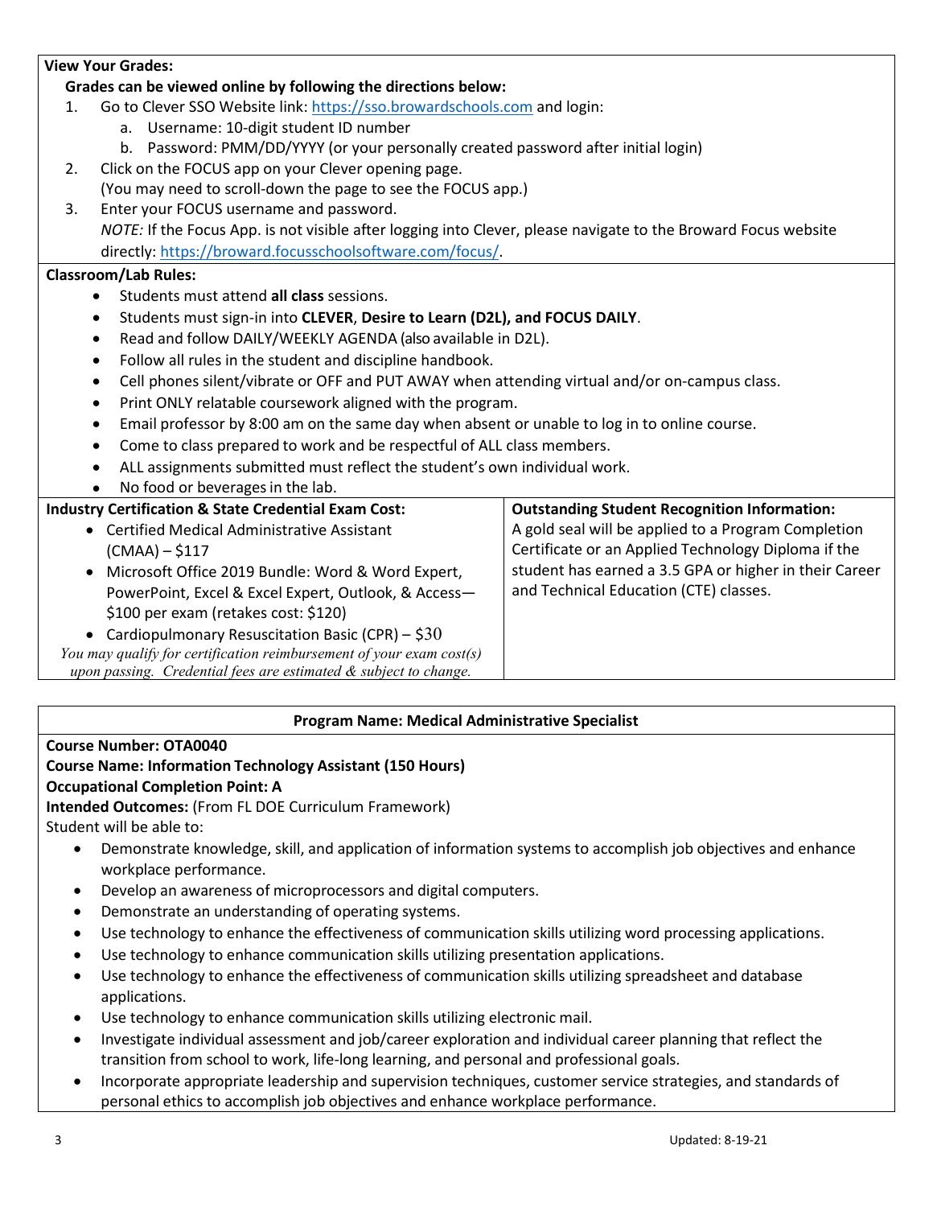**View Your Grades:**

**Grades can be viewed online by following the directions below:**

1. Go to Clever SSO Website link: https://sso.browardschools.com and login:
   a. Username: 10-digit student ID number
   b. Password: PMM/DD/YYYY (or your personally created password after initial login)
2. Click on the FOCUS app on your Clever opening page.
   (You may need to scroll-down the page to see the FOCUS app.)
3. Enter your FOCUS username and password.
   *NOTE:* If the Focus App. is not visible after logging into Clever, please navigate to the Broward Focus website directly: https://broward.focusschoolsoftware.com/focus/.

**Classroom/Lab Rules:**

- Students must attend **all class** sessions.
- Students must sign-in into **CLEVER**, **Desire to Learn (D2L), and FOCUS DAILY**.
- Read and follow DAILY/WEEKLY AGENDA (also available in D2L).
- Follow all rules in the student and discipline handbook.
- Cell phones silent/vibrate or OFF and PUT AWAY when attending virtual and/or on-campus class.
- Print ONLY relatable coursework aligned with the program.
- Email professor by 8:00 am on the same day when absent or unable to log in to online course.
- Come to class prepared to work and be respectful of ALL class members.
- ALL assignments submitted must reflect the student's own individual work.
- No food or beverages in the lab.

**Industry Certification & State Credential Exam Cost:**

- Certified Medical Administrative Assistant (CMAA) – $117
- Microsoft Office 2019 Bundle: Word & Word Expert, PowerPoint, Excel & Excel Expert, Outlook, & Access—$100 per exam (retakes cost: $120)
- Cardiopulmonary Resuscitation Basic (CPR) – $30

*You may qualify for certification reimbursement of your exam cost(s) upon passing. Credential fees are estimated & subject to change.*

**Outstanding Student Recognition Information:**

A gold seal will be applied to a Program Completion Certificate or an Applied Technology Diploma if the student has earned a 3.5 GPA or higher in their Career and Technical Education (CTE) classes.

**Program Name: Medical Administrative Specialist**

**Course Number: OTA0040**
**Course Name: Information Technology Assistant (150 Hours)**
**Occupational Completion Point: A**
**Intended Outcomes:** (From FL DOE Curriculum Framework)
Student will be able to:

- Demonstrate knowledge, skill, and application of information systems to accomplish job objectives and enhance workplace performance.
- Develop an awareness of microprocessors and digital computers.
- Demonstrate an understanding of operating systems.
- Use technology to enhance the effectiveness of communication skills utilizing word processing applications.
- Use technology to enhance communication skills utilizing presentation applications.
- Use technology to enhance the effectiveness of communication skills utilizing spreadsheet and database applications.
- Use technology to enhance communication skills utilizing electronic mail.
- Investigate individual assessment and job/career exploration and individual career planning that reflect the transition from school to work, life-long learning, and personal and professional goals.
- Incorporate appropriate leadership and supervision techniques, customer service strategies, and standards of personal ethics to accomplish job objectives and enhance workplace performance.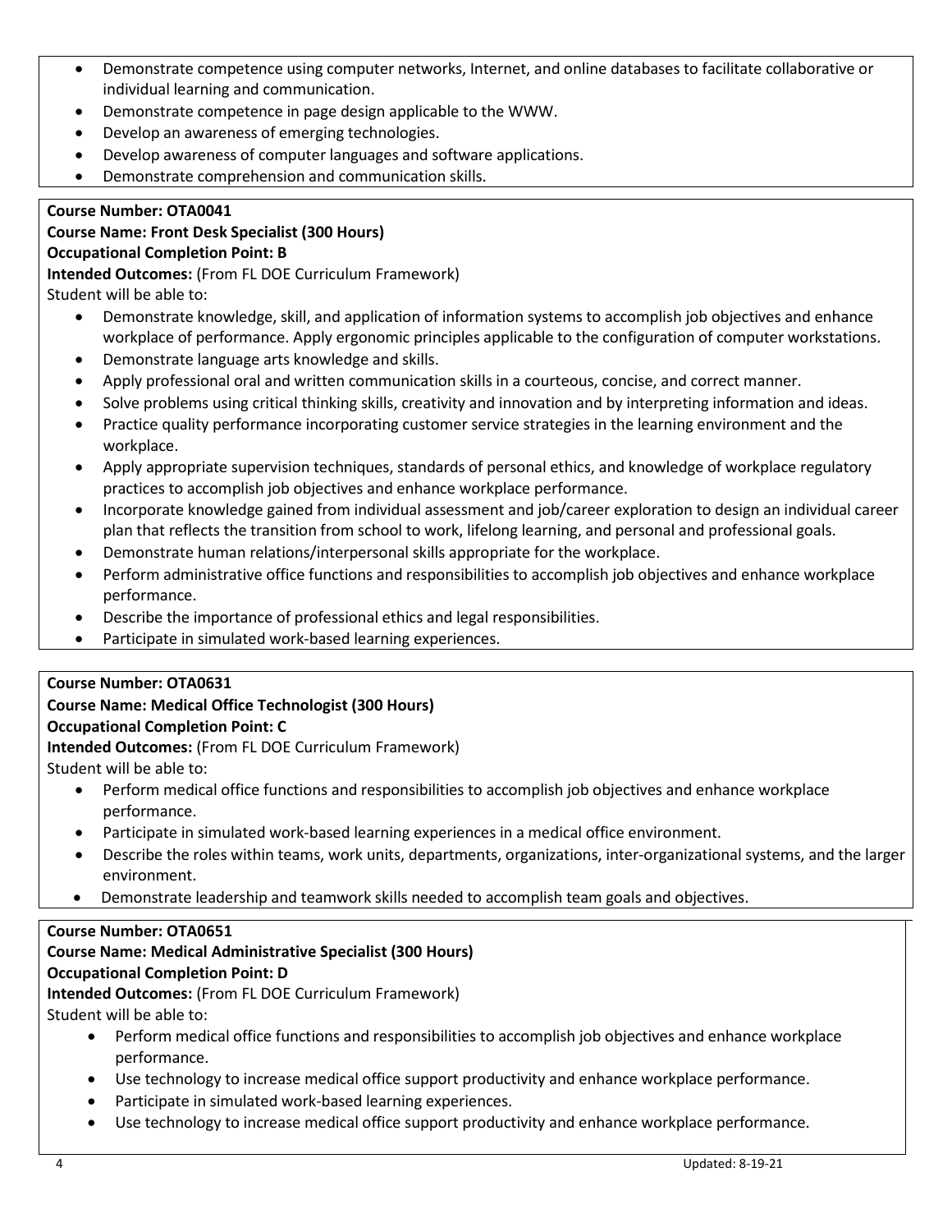- Demonstrate competence using computer networks, Internet, and online databases to facilitate collaborative or individual learning and communication.
- Demonstrate competence in page design applicable to the WWW.
- Develop an awareness of emerging technologies.
- Develop awareness of computer languages and software applications.
- Demonstrate comprehension and communication skills.

**Course Number: OTA0041**
**Course Name: Front Desk Specialist (300 Hours)**
**Occupational Completion Point: B**
**Intended Outcomes:** (From FL DOE Curriculum Framework)
Student will be able to:

- Demonstrate knowledge, skill, and application of information systems to accomplish job objectives and enhance workplace of performance. Apply ergonomic principles applicable to the configuration of computer workstations.
- Demonstrate language arts knowledge and skills.
- Apply professional oral and written communication skills in a courteous, concise, and correct manner.
- Solve problems using critical thinking skills, creativity and innovation and by interpreting information and ideas.
- Practice quality performance incorporating customer service strategies in the learning environment and the workplace.
- Apply appropriate supervision techniques, standards of personal ethics, and knowledge of workplace regulatory practices to accomplish job objectives and enhance workplace performance.
- Incorporate knowledge gained from individual assessment and job/career exploration to design an individual career plan that reflects the transition from school to work, lifelong learning, and personal and professional goals.
- Demonstrate human relations/interpersonal skills appropriate for the workplace.
- Perform administrative office functions and responsibilities to accomplish job objectives and enhance workplace performance.
- Describe the importance of professional ethics and legal responsibilities.
- Participate in simulated work-based learning experiences.

**Course Number: OTA0631**
**Course Name: Medical Office Technologist (300 Hours)**
**Occupational Completion Point: C**
**Intended Outcomes:** (From FL DOE Curriculum Framework)
Student will be able to:

- Perform medical office functions and responsibilities to accomplish job objectives and enhance workplace performance.
- Participate in simulated work-based learning experiences in a medical office environment.
- Describe the roles within teams, work units, departments, organizations, inter-organizational systems, and the larger environment.
- Demonstrate leadership and teamwork skills needed to accomplish team goals and objectives.

**Course Number: OTA0651**
**Course Name: Medical Administrative Specialist (300 Hours)**
**Occupational Completion Point: D**
**Intended Outcomes:** (From FL DOE Curriculum Framework)
Student will be able to:

- Perform medical office functions and responsibilities to accomplish job objectives and enhance workplace performance.
- Use technology to increase medical office support productivity and enhance workplace performance.
- Participate in simulated work-based learning experiences.
- Use technology to increase medical office support productivity and enhance workplace performance.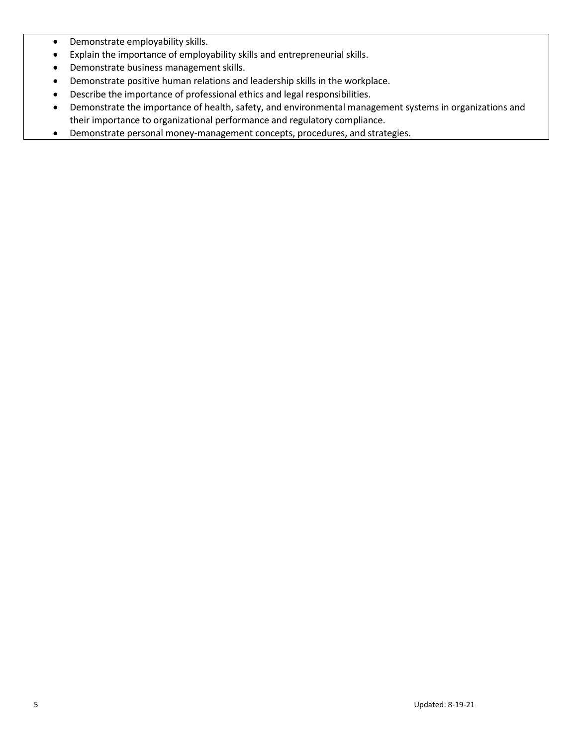- Demonstrate employability skills.
- Explain the importance of employability skills and entrepreneurial skills.
- Demonstrate business management skills.
- Demonstrate positive human relations and leadership skills in the workplace.
- Describe the importance of professional ethics and legal responsibilities.
- Demonstrate the importance of health, safety, and environmental management systems in organizations and their importance to organizational performance and regulatory compliance.
- Demonstrate personal money-management concepts, procedures, and strategies.